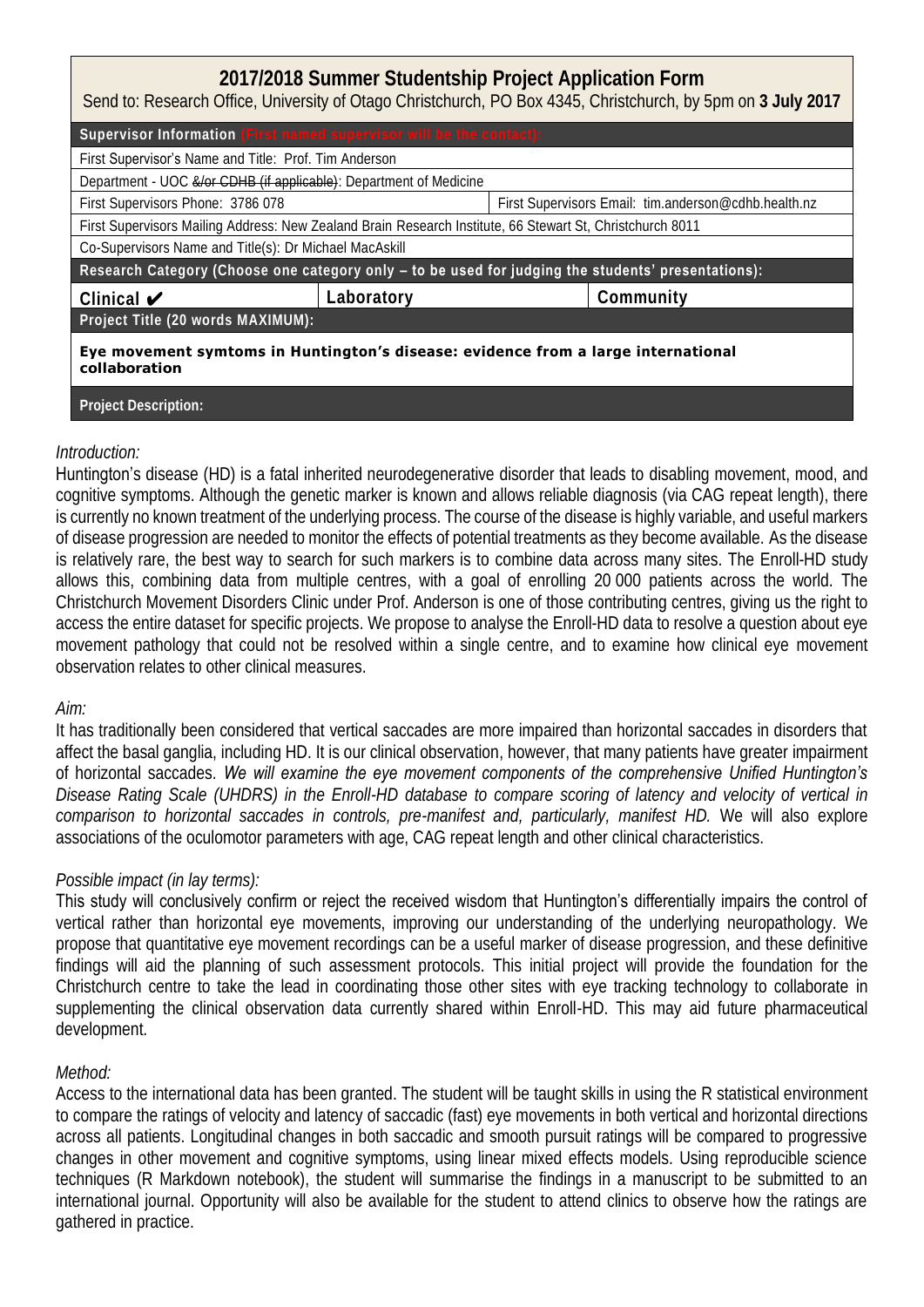# 2017/2018 Summer Studentship Project Application Form

Send to: Research Office, University of Otago Christchurch, PO Box 4345, Christchurch, by 5pm on **3 July 2017**

| **Supervisor Information** (First named supervisor will be the contact): | | |
|---|---|---|
| First Supervisor's Name and Title: Prof. Tim Anderson | | |
| Department - UOC ~~&/or CDHB (if applicable)~~: Department of Medicine | | |
| First Supervisors Phone: 3786 078 | | First Supervisors Email: tim.anderson@cdhb.health.nz |
| First Supervisors Mailing Address: New Zealand Brain Research Institute, 66 Stewart St, Christchurch 8011 | | |
| Co-Supervisors Name and Title(s): Dr Michael MacAskill | | |
| **Research Category (Choose one category only – to be used for judging the students' presentations):** | | |
| **Clinical** ✔ | **Laboratory** | **Community** |
| **Project Title (20 words MAXIMUM):** | | |
| **Eye movement symtoms in Huntington's disease: evidence from a large international collaboration** | | |
| **Project Description:** | | |

*Introduction:*

Huntington's disease (HD) is a fatal inherited neurodegenerative disorder that leads to disabling movement, mood, and cognitive symptoms. Although the genetic marker is known and allows reliable diagnosis (via CAG repeat length), there is currently no known treatment of the underlying process. The course of the disease is highly variable, and useful markers of disease progression are needed to monitor the effects of potential treatments as they become available. As the disease is relatively rare, the best way to search for such markers is to combine data across many sites. The Enroll-HD study allows this, combining data from multiple centres, with a goal of enrolling 20 000 patients across the world. The Christchurch Movement Disorders Clinic under Prof. Anderson is one of those contributing centres, giving us the right to access the entire dataset for specific projects. We propose to analyse the Enroll-HD data to resolve a question about eye movement pathology that could not be resolved within a single centre, and to examine how clinical eye movement observation relates to other clinical measures.

*Aim:*

It has traditionally been considered that vertical saccades are more impaired than horizontal saccades in disorders that affect the basal ganglia, including HD. It is our clinical observation, however, that many patients have greater impairment of horizontal saccades. *We will examine the eye movement components of the comprehensive Unified Huntington's Disease Rating Scale (UHDRS) in the Enroll-HD database to compare scoring of latency and velocity of vertical in comparison to horizontal saccades in controls, pre-manifest and, particularly, manifest HD.* We will also explore associations of the oculomotor parameters with age, CAG repeat length and other clinical characteristics.

*Possible impact (in lay terms):*

This study will conclusively confirm or reject the received wisdom that Huntington's differentially impairs the control of vertical rather than horizontal eye movements, improving our understanding of the underlying neuropathology. We propose that quantitative eye movement recordings can be a useful marker of disease progression, and these definitive findings will aid the planning of such assessment protocols. This initial project will provide the foundation for the Christchurch centre to take the lead in coordinating those other sites with eye tracking technology to collaborate in supplementing the clinical observation data currently shared within Enroll-HD. This may aid future pharmaceutical development.

*Method:*

Access to the international data has been granted. The student will be taught skills in using the R statistical environment to compare the ratings of velocity and latency of saccadic (fast) eye movements in both vertical and horizontal directions across all patients. Longitudinal changes in both saccadic and smooth pursuit ratings will be compared to progressive changes in other movement and cognitive symptoms, using linear mixed effects models. Using reproducible science techniques (R Markdown notebook), the student will summarise the findings in a manuscript to be submitted to an international journal. Opportunity will also be available for the student to attend clinics to observe how the ratings are gathered in practice.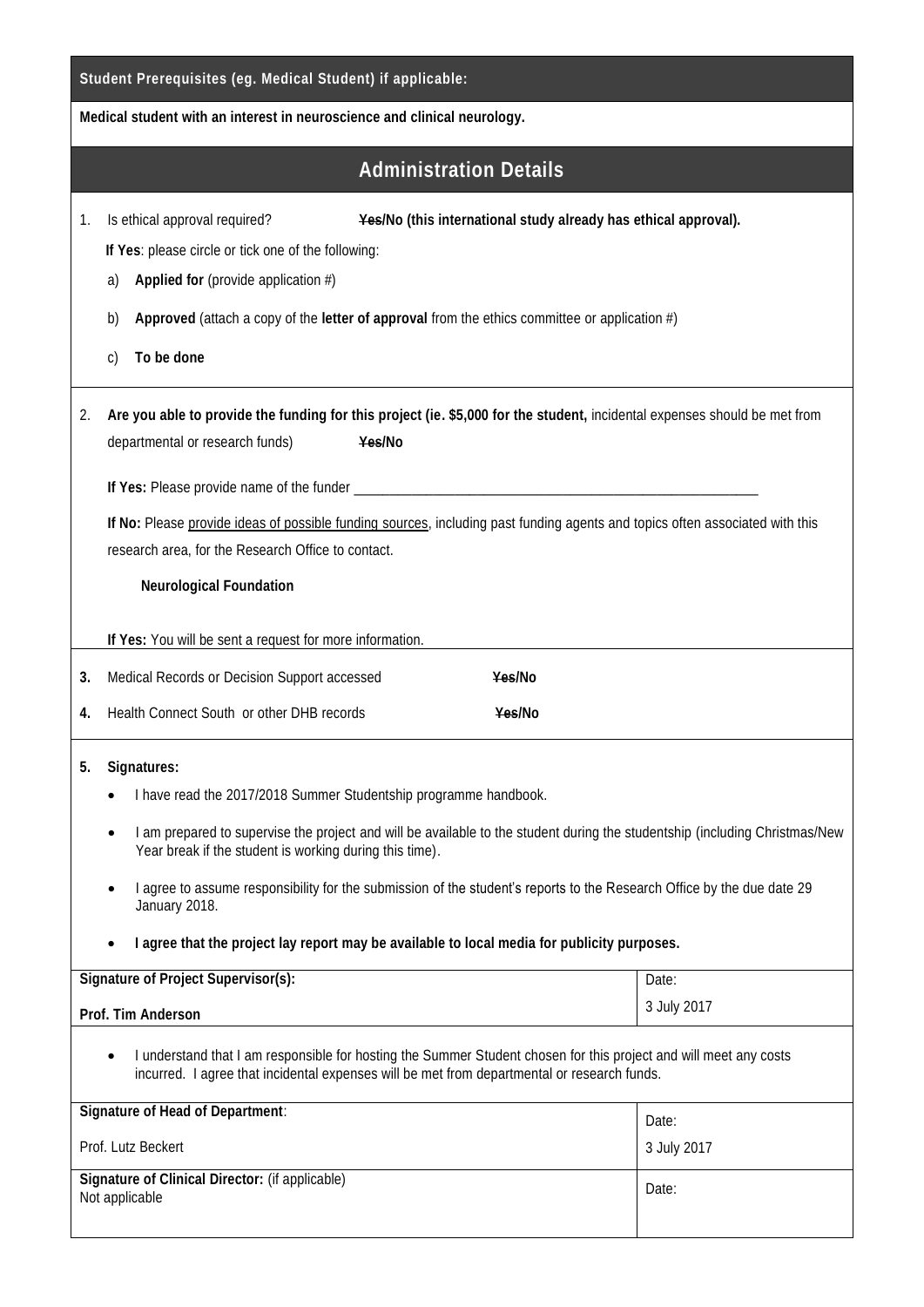**Student Prerequisites (eg. Medical Student) if applicable:**

**Medical student with an interest in neuroscience and clinical neurology.**

## Administration Details

1. Is ethical approval required? **~~Yes~~/No (this international study already has ethical approval).**

   **If Yes**: please circle or tick one of the following:

   a) **Applied for** (provide application #)

   b) **Approved** (attach a copy of the **letter of approval** from the ethics committee or application #)

   c) **To be done**

2. **Are you able to provide the funding for this project (ie. $5,000 for the student,** incidental expenses should be met from departmental or research funds) **~~Yes~~/No**

   **If Yes:** Please provide name of the funder ___________________________________________________________

   **If No:** Please provide ideas of possible funding sources, including past funding agents and topics often associated with this research area, for the Research Office to contact.

   **Neurological Foundation**

   **If Yes:** You will be sent a request for more information.

**3.** Medical Records or Decision Support accessed **~~Yes~~/No**

**4.** Health Connect South or other DHB records **~~Yes~~/No**

**5. Signatures:**

- I have read the 2017/2018 Summer Studentship programme handbook.
- I am prepared to supervise the project and will be available to the student during the studentship (including Christmas/New Year break if the student is working during this time).
- I agree to assume responsibility for the submission of the student's reports to the Research Office by the due date 29 January 2018.
- **I agree that the project lay report may be available to local media for publicity purposes.**

| | |
|---|---|
| **Signature of Project Supervisor(s):**<br><br>**Prof. Tim Anderson** | Date:<br>3 July 2017 |

- I understand that I am responsible for hosting the Summer Student chosen for this project and will meet any costs incurred. I agree that incidental expenses will be met from departmental or research funds.

| | |
|---|---|
| **Signature of Head of Department**:<br><br>Prof. Lutz Beckert | Date:<br>3 July 2017 |
| **Signature of Clinical Director:** (if applicable)<br>Not applicable | Date: |